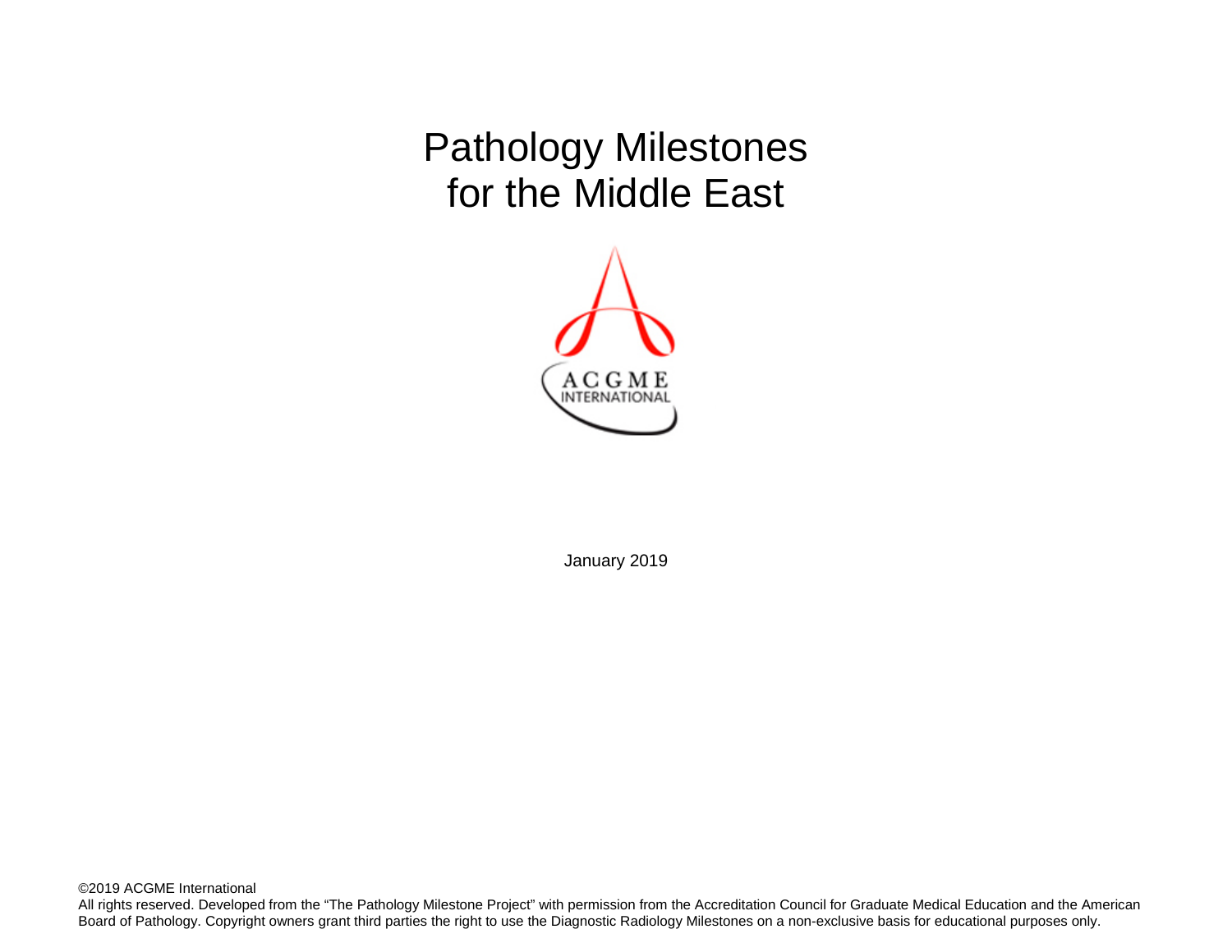# Pathology Milestones for the Middle East

January 2019

©2019 ACGME International

All rights reserved. Developed from the "The Pathology Milestone Project" with permission from the Accreditation Council for Graduate Medical Education and the American Board of Pathology. Copyright owners grant third parties the right to use the Diagnostic Radiology Milestones on a non-exclusive basis for educational purposes only.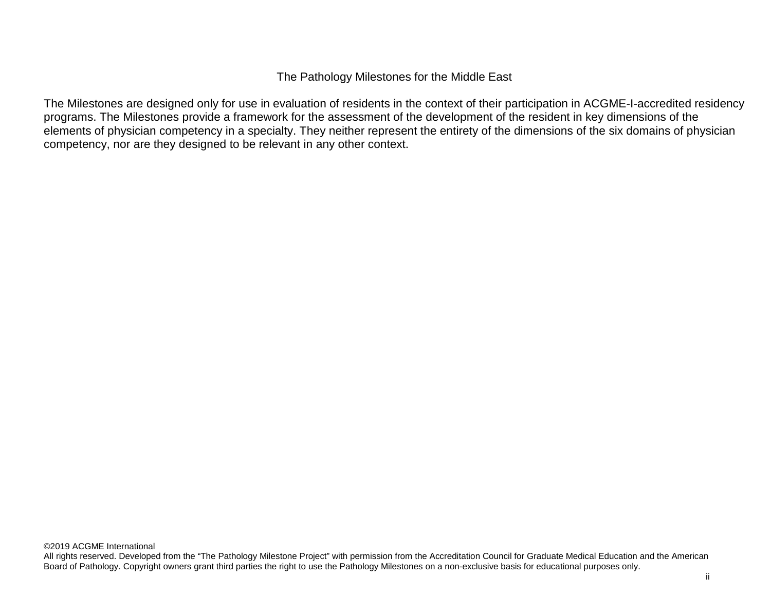The Pathology Milestones for the Middle East

The Milestones are designed only for use in evaluation of residents in the context of their participation in ACGME-I-accredited residency programs. The Milestones provide a framework for the assessment of the development of the resident in key dimensions of the elements of physician competency in a specialty. They neither represent the entirety of the dimensions of the six domains of physician competency, nor are they designed to be relevant in any other context.

©2019 ACGME International
All rights reserved. Developed from the "The Pathology Milestone Project" with permission from the Accreditation Council for Graduate Medical Education and the American Board of Pathology. Copyright owners grant third parties the right to use the Pathology Milestones on a non-exclusive basis for educational purposes only.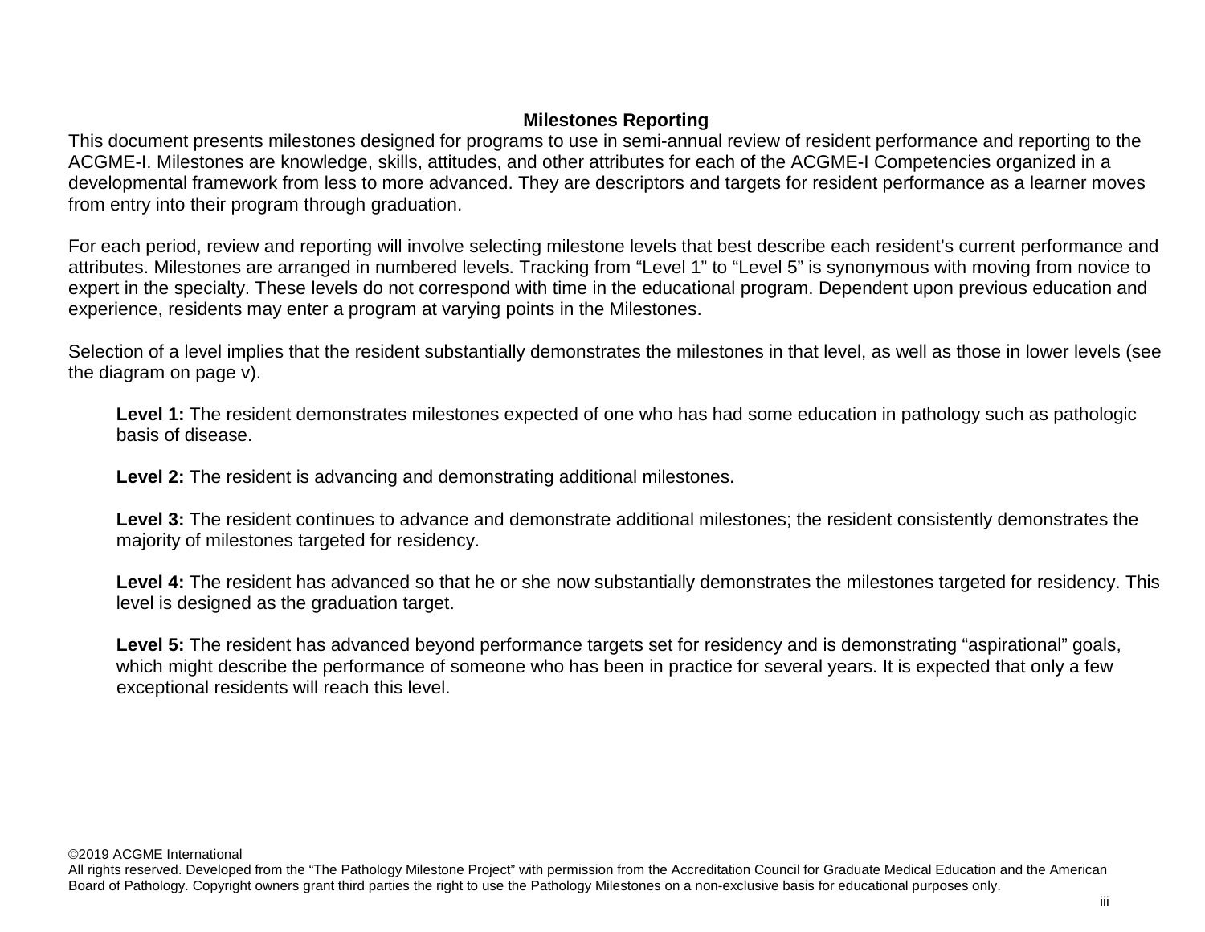## Milestones Reporting

This document presents milestones designed for programs to use in semi-annual review of resident performance and reporting to the ACGME-I. Milestones are knowledge, skills, attitudes, and other attributes for each of the ACGME-I Competencies organized in a developmental framework from less to more advanced. They are descriptors and targets for resident performance as a learner moves from entry into their program through graduation.

For each period, review and reporting will involve selecting milestone levels that best describe each resident's current performance and attributes. Milestones are arranged in numbered levels. Tracking from "Level 1" to "Level 5" is synonymous with moving from novice to expert in the specialty. These levels do not correspond with time in the educational program. Dependent upon previous education and experience, residents may enter a program at varying points in the Milestones.

Selection of a level implies that the resident substantially demonstrates the milestones in that level, as well as those in lower levels (see the diagram on page v).

**Level 1:** The resident demonstrates milestones expected of one who has had some education in pathology such as pathologic basis of disease.

**Level 2:** The resident is advancing and demonstrating additional milestones.

**Level 3:** The resident continues to advance and demonstrate additional milestones; the resident consistently demonstrates the majority of milestones targeted for residency.

**Level 4:** The resident has advanced so that he or she now substantially demonstrates the milestones targeted for residency. This level is designed as the graduation target.

**Level 5:** The resident has advanced beyond performance targets set for residency and is demonstrating "aspirational" goals, which might describe the performance of someone who has been in practice for several years. It is expected that only a few exceptional residents will reach this level.

©2019 ACGME International
All rights reserved. Developed from the "The Pathology Milestone Project" with permission from the Accreditation Council for Graduate Medical Education and the American Board of Pathology. Copyright owners grant third parties the right to use the Pathology Milestones on a non-exclusive basis for educational purposes only.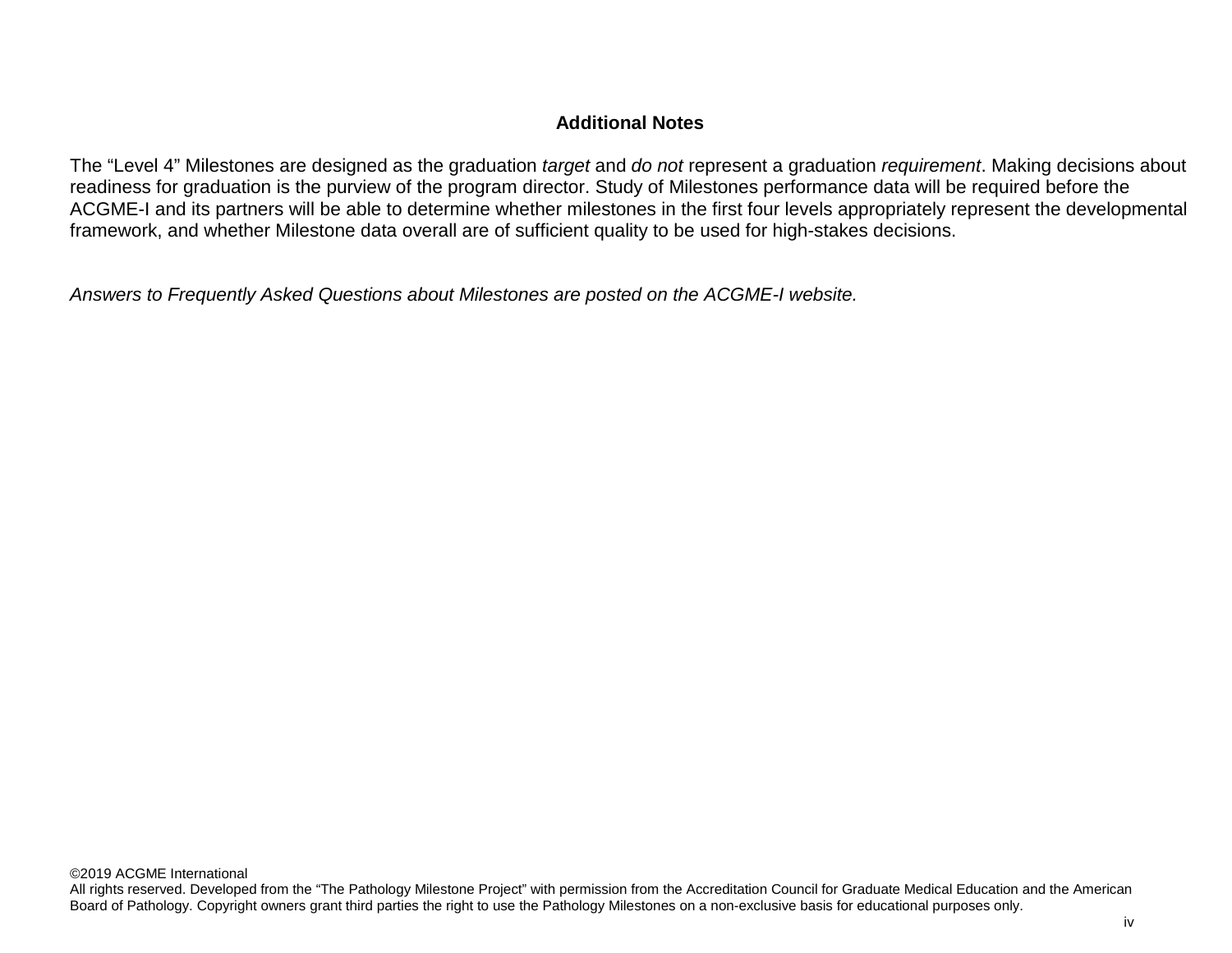## Additional Notes

The “Level 4” Milestones are designed as the graduation *target* and *do not* represent a graduation *requirement*. Making decisions about readiness for graduation is the purview of the program director. Study of Milestones performance data will be required before the ACGME-I and its partners will be able to determine whether milestones in the first four levels appropriately represent the developmental framework, and whether Milestone data overall are of sufficient quality to be used for high-stakes decisions.

*Answers to Frequently Asked Questions about Milestones are posted on the ACGME-I website.*

©2019 ACGME International
All rights reserved. Developed from the “The Pathology Milestone Project” with permission from the Accreditation Council for Graduate Medical Education and the American Board of Pathology. Copyright owners grant third parties the right to use the Pathology Milestones on a non-exclusive basis for educational purposes only.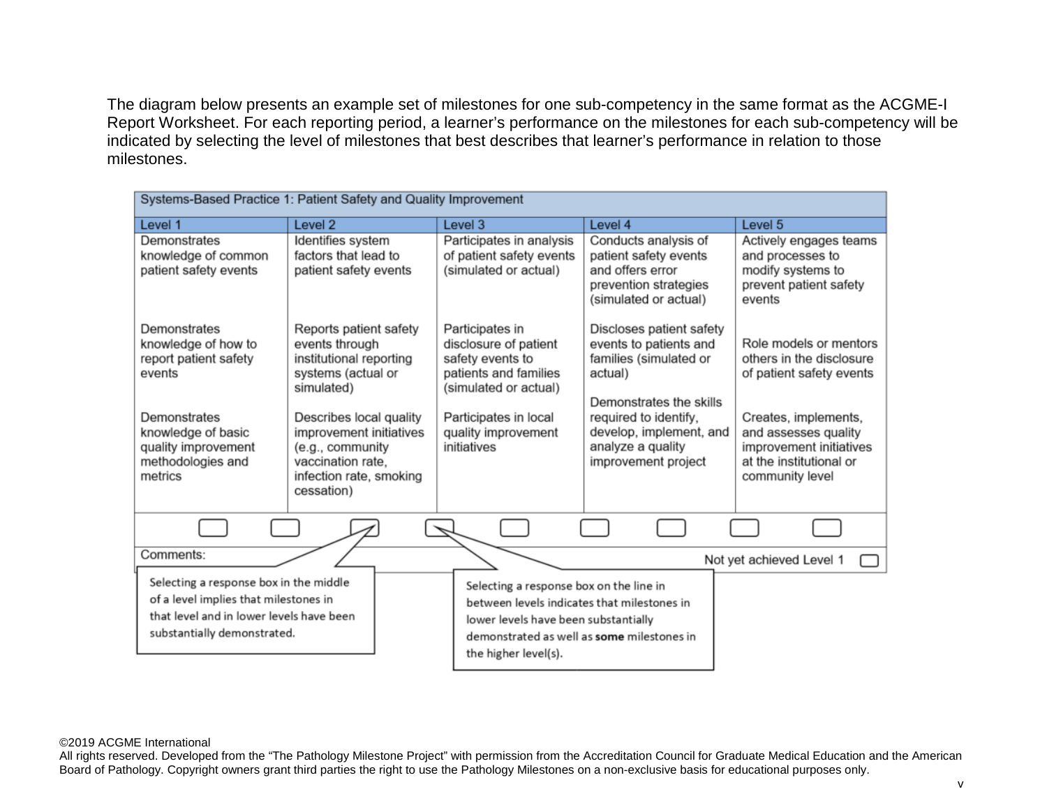The diagram below presents an example set of milestones for one sub-competency in the same format as the ACGME-I Report Worksheet. For each reporting period, a learner's performance on the milestones for each sub-competency will be indicated by selecting the level of milestones that best describes that learner's performance in relation to those milestones.

| Systems-Based Practice 1: Patient Safety and Quality Improvement | | | | |
|---|---|---|---|---|
| Level 1 | Level 2 | Level 3 | Level 4 | Level 5 |
| Demonstrates knowledge of common patient safety events | Identifies system factors that lead to patient safety events | Participates in analysis of patient safety events (simulated or actual) | Conducts analysis of patient safety events and offers error prevention strategies (simulated or actual) | Actively engages teams and processes to modify systems to prevent patient safety events |
| Demonstrates knowledge of how to report patient safety events | Reports patient safety events through institutional reporting systems (actual or simulated) | Participates in disclosure of patient safety events to patients and families (simulated or actual) | Discloses patient safety events to patients and families (simulated or actual) | Role models or mentors others in the disclosure of patient safety events |
| Demonstrates knowledge of basic quality improvement methodologies and metrics | Describes local quality improvement initiatives (e.g., community vaccination rate, infection rate, smoking cessation) | Participates in local quality improvement initiatives | Demonstrates the skills required to identify, develop, implement, and analyze a quality improvement project | Creates, implements, and assesses quality improvement initiatives at the institutional or community level |

Comments:

Not yet achieved Level 1

Selecting a response box in the middle of a level implies that milestones in that level and in lower levels have been substantially demonstrated.

Selecting a response box on the line in between levels indicates that milestones in lower levels have been substantially demonstrated as well as **some** milestones in the higher level(s).

©2019 ACGME International

All rights reserved. Developed from the "The Pathology Milestone Project" with permission from the Accreditation Council for Graduate Medical Education and the American Board of Pathology. Copyright owners grant third parties the right to use the Pathology Milestones on a non-exclusive basis for educational purposes only.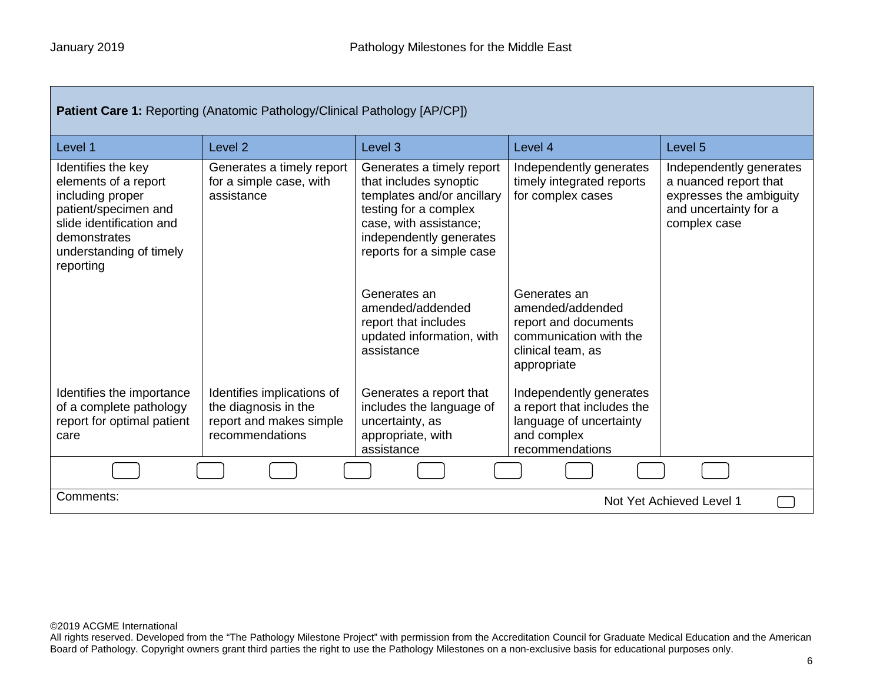| **Patient Care 1:** Reporting (Anatomic Pathology/Clinical Pathology [AP/CP]) | | | | |
|---|---|---|---|---|
| Level 1 | Level 2 | Level 3 | Level 4 | Level 5 |
| Identifies the key elements of a report including proper patient/specimen and slide identification and demonstrates understanding of timely reporting | Generates a timely report for a simple case, with assistance | Generates a timely report that includes synoptic templates and/or ancillary testing for a complex case, with assistance; independently generates reports for a simple case | Independently generates timely integrated reports for complex cases | Independently generates a nuanced report that expresses the ambiguity and uncertainty for a complex case |
| | | Generates an amended/addended report that includes updated information, with assistance | Generates an amended/addended report and documents communication with the clinical team, as appropriate | |
| Identifies the importance of a complete pathology report for optimal patient care | Identifies implications of the diagnosis in the report and makes simple recommendations | Generates a report that includes the language of uncertainty, as appropriate, with assistance | Independently generates a report that includes the language of uncertainty and complex recommendations | |

Comments:

Not Yet Achieved Level 1

©2019 ACGME International
All rights reserved. Developed from the "The Pathology Milestone Project" with permission from the Accreditation Council for Graduate Medical Education and the American Board of Pathology. Copyright owners grant third parties the right to use the Pathology Milestones on a non-exclusive basis for educational purposes only.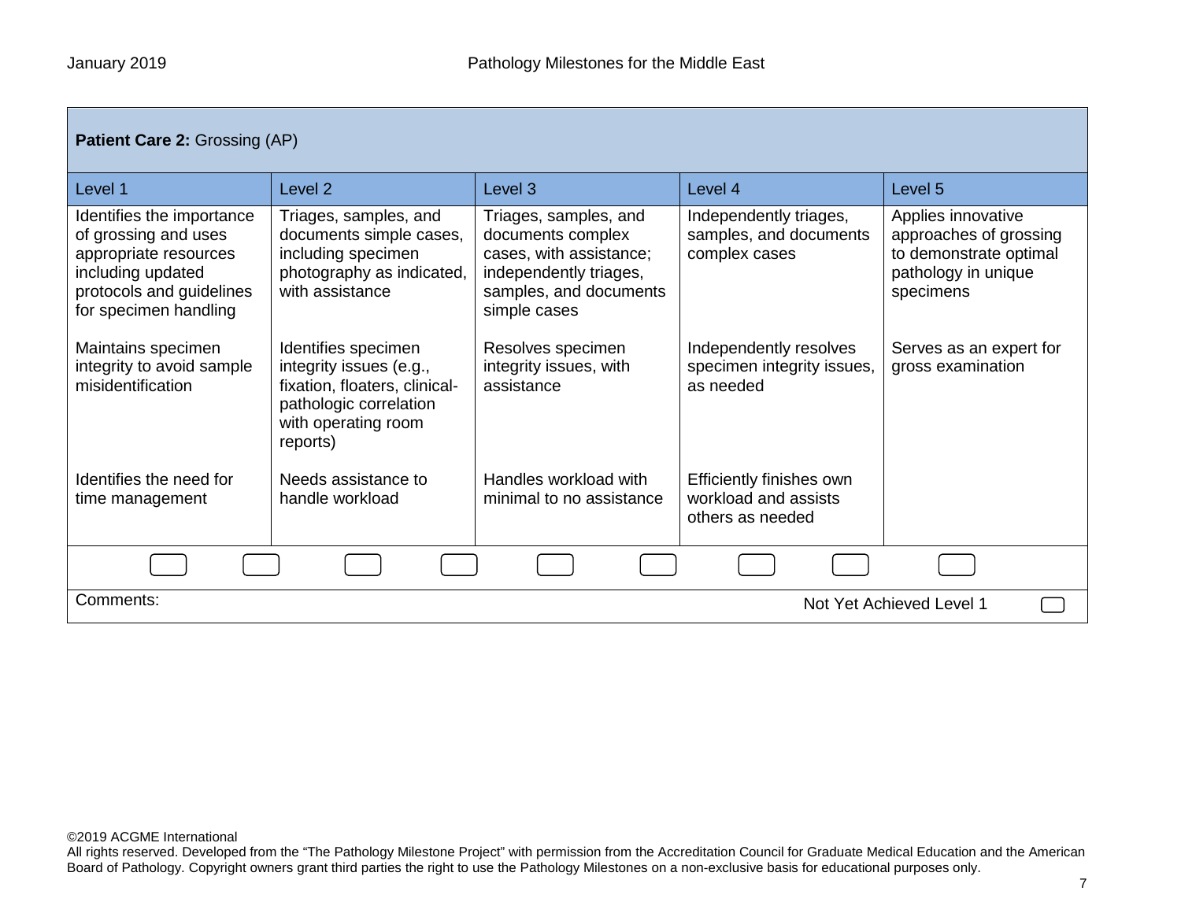**Patient Care 2:** Grossing (AP)

| Level 1 | Level 2 | Level 3 | Level 4 | Level 5 |
|---|---|---|---|---|
| Identifies the importance of grossing and uses appropriate resources including updated protocols and guidelines for specimen handling | Triages, samples, and documents simple cases, including specimen photography as indicated, with assistance | Triages, samples, and documents complex cases, with assistance; independently triages, samples, and documents simple cases | Independently triages, samples, and documents complex cases | Applies innovative approaches of grossing to demonstrate optimal pathology in unique specimens |
| Maintains specimen integrity to avoid sample misidentification | Identifies specimen integrity issues (e.g., fixation, floaters, clinical-pathologic correlation with operating room reports) | Resolves specimen integrity issues, with assistance | Independently resolves specimen integrity issues, as needed | Serves as an expert for gross examination |
| Identifies the need for time management | Needs assistance to handle workload | Handles workload with minimal to no assistance | Efficiently finishes own workload and assists others as needed | |

Comments:

Not Yet Achieved Level 1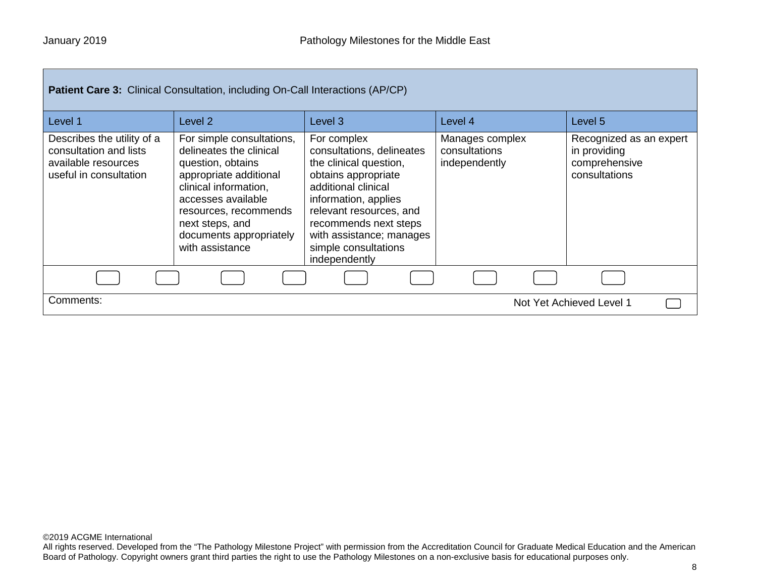| **Patient Care 3:** Clinical Consultation, including On-Call Interactions (AP/CP) | | | | |
|---|---|---|---|---|
| Level 1 | Level 2 | Level 3 | Level 4 | Level 5 |
| Describes the utility of a consultation and lists available resources useful in consultation | For simple consultations, delineates the clinical question, obtains appropriate additional clinical information, accesses available resources, recommends next steps, and documents appropriately with assistance | For complex consultations, delineates the clinical question, obtains appropriate additional clinical information, applies relevant resources, and recommends next steps with assistance; manages simple consultations independently | Manages complex consultations independently | Recognized as an expert in providing comprehensive consultations |

Comments:

Not Yet Achieved Level 1

©2019 ACGME International
All rights reserved. Developed from the "The Pathology Milestone Project" with permission from the Accreditation Council for Graduate Medical Education and the American Board of Pathology. Copyright owners grant third parties the right to use the Pathology Milestones on a non-exclusive basis for educational purposes only.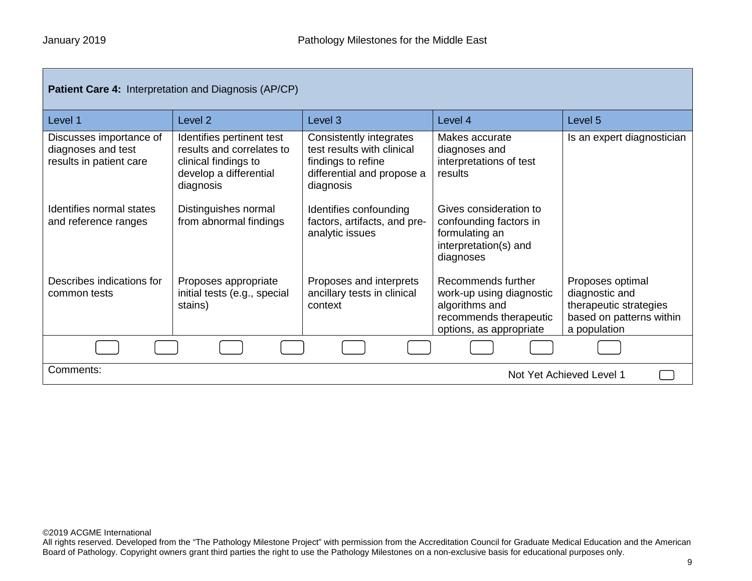| **Patient Care 4:** Interpretation and Diagnosis (AP/CP) | | | | |
|---|---|---|---|---|
| Level 1 | Level 2 | Level 3 | Level 4 | Level 5 |
| Discusses importance of diagnoses and test results in patient care<br><br>Identifies normal states and reference ranges<br><br>Describes indications for common tests | Identifies pertinent test results and correlates to clinical findings to develop a differential diagnosis<br><br>Distinguishes normal from abnormal findings<br><br>Proposes appropriate initial tests (e.g., special stains) | Consistently integrates test results with clinical findings to refine differential and propose a diagnosis<br><br>Identifies confounding factors, artifacts, and pre-analytic issues<br><br>Proposes and interprets ancillary tests in clinical context | Makes accurate diagnoses and interpretations of test results<br><br>Gives consideration to confounding factors in formulating an interpretation(s) and diagnoses<br><br>Recommends further work-up using diagnostic algorithms and recommends therapeutic options, as appropriate | Is an expert diagnostician<br><br>Proposes optimal diagnostic and therapeutic strategies based on patterns within a population |

Comments:

Not Yet Achieved Level 1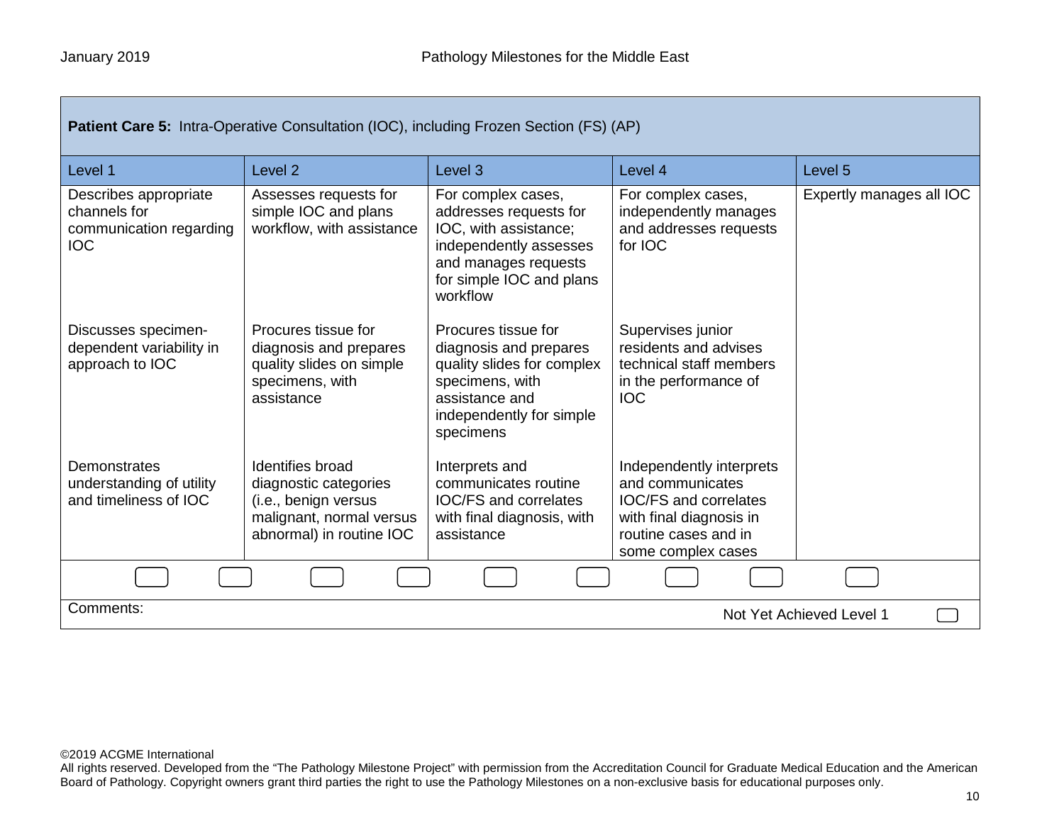| **Patient Care 5:** Intra-Operative Consultation (IOC), including Frozen Section (FS) (AP) | | | | |
|---|---|---|---|---|
| Level 1 | Level 2 | Level 3 | Level 4 | Level 5 |
| Describes appropriate channels for communication regarding IOC | Assesses requests for simple IOC and plans workflow, with assistance | For complex cases, addresses requests for IOC, with assistance; independently assesses and manages requests for simple IOC and plans workflow | For complex cases, independently manages and addresses requests for IOC | Expertly manages all IOC |
| Discusses specimen-dependent variability in approach to IOC | Procures tissue for diagnosis and prepares quality slides on simple specimens, with assistance | Procures tissue for diagnosis and prepares quality slides for complex specimens, with assistance and independently for simple specimens | Supervises junior residents and advises technical staff members in the performance of IOC | |
| Demonstrates understanding of utility and timeliness of IOC | Identifies broad diagnostic categories (i.e., benign versus malignant, normal versus abnormal) in routine IOC | Interprets and communicates routine IOC/FS and correlates with final diagnosis, with assistance | Independently interprets and communicates IOC/FS and correlates with final diagnosis in routine cases and in some complex cases | |

Comments:

Not Yet Achieved Level 1

©2019 ACGME International
All rights reserved. Developed from the "The Pathology Milestone Project" with permission from the Accreditation Council for Graduate Medical Education and the American Board of Pathology. Copyright owners grant third parties the right to use the Pathology Milestones on a non-exclusive basis for educational purposes only.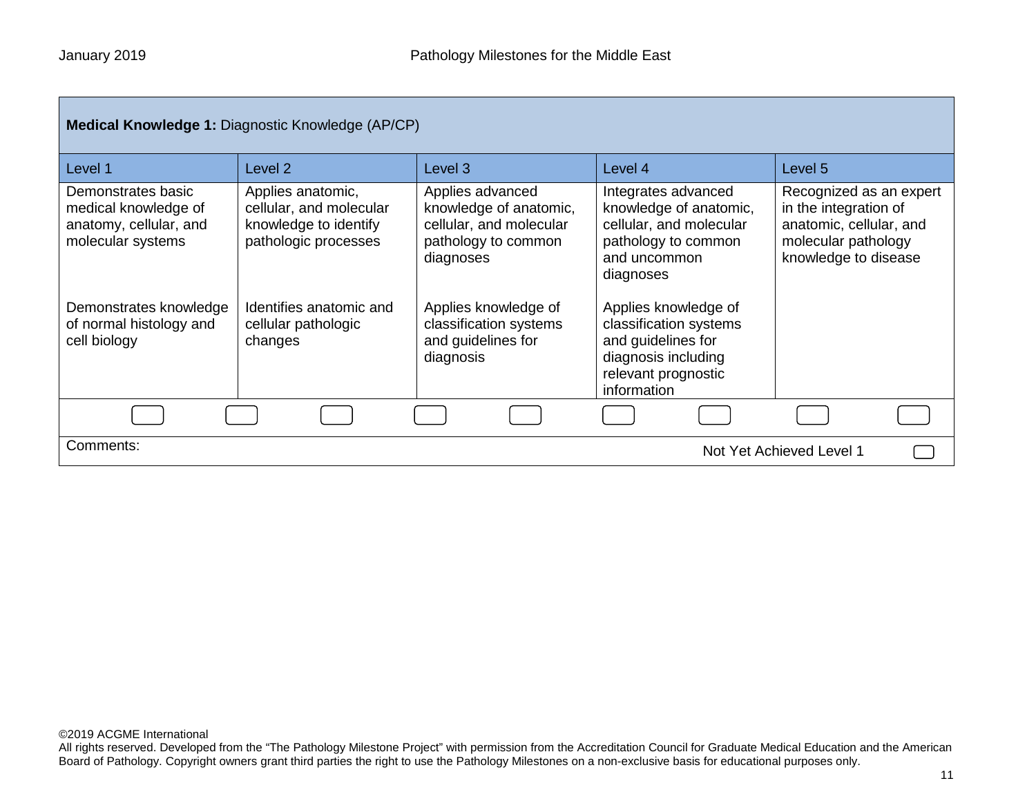| **Medical Knowledge 1:** Diagnostic Knowledge (AP/CP) | | | | |
|---|---|---|---|---|
| Level 1 | Level 2 | Level 3 | Level 4 | Level 5 |
| Demonstrates basic medical knowledge of anatomy, cellular, and molecular systems | Applies anatomic, cellular, and molecular knowledge to identify pathologic processes | Applies advanced knowledge of anatomic, cellular, and molecular pathology to common diagnoses | Integrates advanced knowledge of anatomic, cellular, and molecular pathology to common and uncommon diagnoses | Recognized as an expert in the integration of anatomic, cellular, and molecular pathology knowledge to disease |
| Demonstrates knowledge of normal histology and cell biology | Identifies anatomic and cellular pathologic changes | Applies knowledge of classification systems and guidelines for diagnosis | Applies knowledge of classification systems and guidelines for diagnosis including relevant prognostic information | |

Comments:

Not Yet Achieved Level 1

©2019 ACGME International
All rights reserved. Developed from the “The Pathology Milestone Project” with permission from the Accreditation Council for Graduate Medical Education and the American Board of Pathology. Copyright owners grant third parties the right to use the Pathology Milestones on a non-exclusive basis for educational purposes only.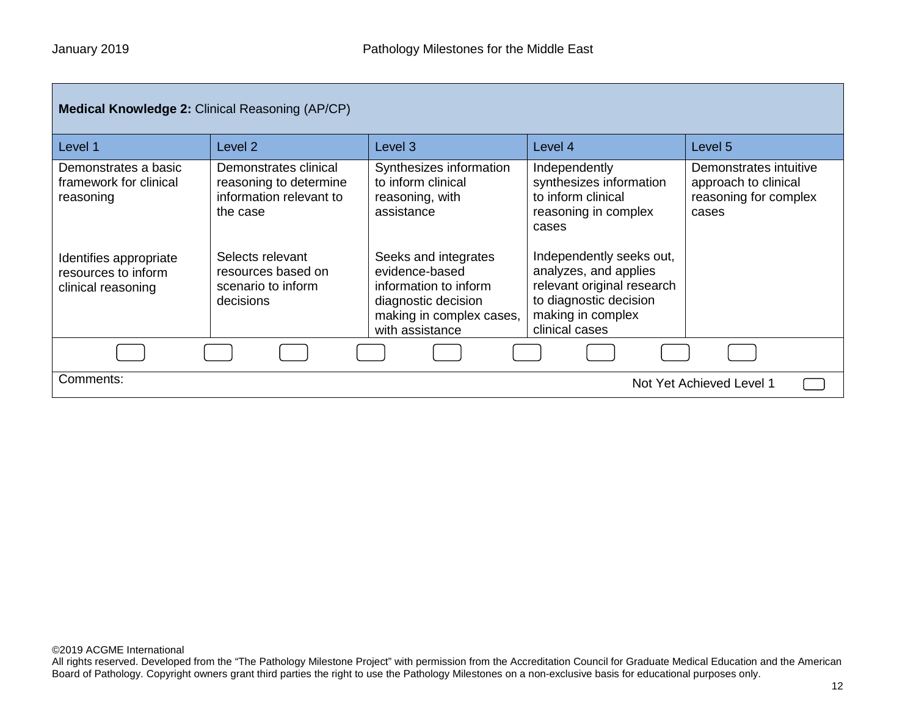| **Medical Knowledge 2:** Clinical Reasoning (AP/CP) | | | | |
|---|---|---|---|---|
| Level 1 | Level 2 | Level 3 | Level 4 | Level 5 |
| Demonstrates a basic framework for clinical reasoning<br><br>Identifies appropriate resources to inform clinical reasoning | Demonstrates clinical reasoning to determine information relevant to the case<br><br>Selects relevant resources based on scenario to inform decisions | Synthesizes information to inform clinical reasoning, with assistance<br><br>Seeks and integrates evidence-based information to inform diagnostic decision making in complex cases, with assistance | Independently synthesizes information to inform clinical reasoning in complex cases<br><br>Independently seeks out, analyzes, and applies relevant original research to diagnostic decision making in complex clinical cases | Demonstrates intuitive approach to clinical reasoning for complex cases |

Comments:

Not Yet Achieved Level 1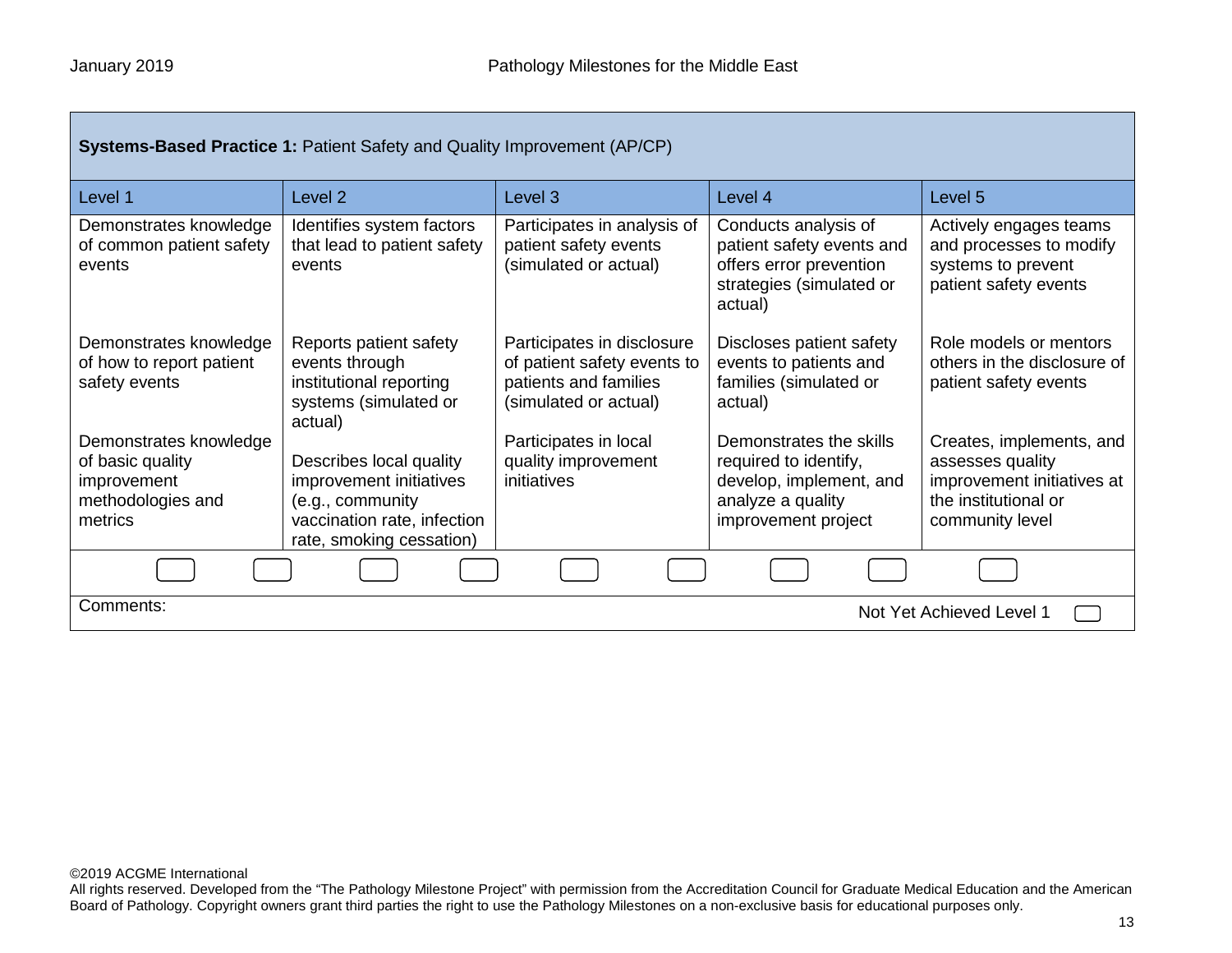**Systems-Based Practice 1:** Patient Safety and Quality Improvement (AP/CP)

| Level 1 | Level 2 | Level 3 | Level 4 | Level 5 |
|---|---|---|---|---|
| Demonstrates knowledge of common patient safety events | Identifies system factors that lead to patient safety events | Participates in analysis of patient safety events (simulated or actual) | Conducts analysis of patient safety events and offers error prevention strategies (simulated or actual) | Actively engages teams and processes to modify systems to prevent patient safety events |
| Demonstrates knowledge of how to report patient safety events | Reports patient safety events through institutional reporting systems (simulated or actual) | Participates in disclosure of patient safety events to patients and families (simulated or actual) | Discloses patient safety events to patients and families (simulated or actual) | Role models or mentors others in the disclosure of patient safety events |
| Demonstrates knowledge of basic quality improvement methodologies and metrics | Describes local quality improvement initiatives (e.g., community vaccination rate, infection rate, smoking cessation) | Participates in local quality improvement initiatives | Demonstrates the skills required to identify, develop, implement, and analyze a quality improvement project | Creates, implements, and assesses quality improvement initiatives at the institutional or community level |

Comments:

Not Yet Achieved Level 1

©2019 ACGME International
All rights reserved. Developed from the "The Pathology Milestone Project" with permission from the Accreditation Council for Graduate Medical Education and the American Board of Pathology. Copyright owners grant third parties the right to use the Pathology Milestones on a non-exclusive basis for educational purposes only.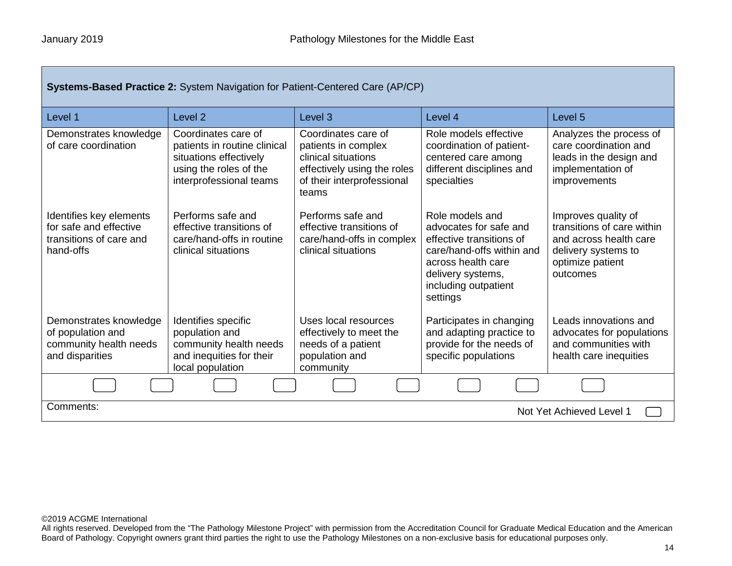| **Systems-Based Practice 2:** System Navigation for Patient-Centered Care (AP/CP) | | | | |
|---|---|---|---|---|
| Level 1 | Level 2 | Level 3 | Level 4 | Level 5 |
| Demonstrates knowledge of care coordination | Coordinates care of patients in routine clinical situations effectively using the roles of the interprofessional teams | Coordinates care of patients in complex clinical situations effectively using the roles of their interprofessional teams | Role models effective coordination of patient-centered care among different disciplines and specialties | Analyzes the process of care coordination and leads in the design and implementation of improvements |
| Identifies key elements for safe and effective transitions of care and hand-offs | Performs safe and effective transitions of care/hand-offs in routine clinical situations | Performs safe and effective transitions of care/hand-offs in complex clinical situations | Role models and advocates for safe and effective transitions of care/hand-offs within and across health care delivery systems, including outpatient settings | Improves quality of transitions of care within and across health care delivery systems to optimize patient outcomes |
| Demonstrates knowledge of population and community health needs and disparities | Identifies specific population and community health needs and inequities for their local population | Uses local resources effectively to meet the needs of a patient population and community | Participates in changing and adapting practice to provide for the needs of specific populations | Leads innovations and advocates for populations and communities with health care inequities |

Comments:

Not Yet Achieved Level 1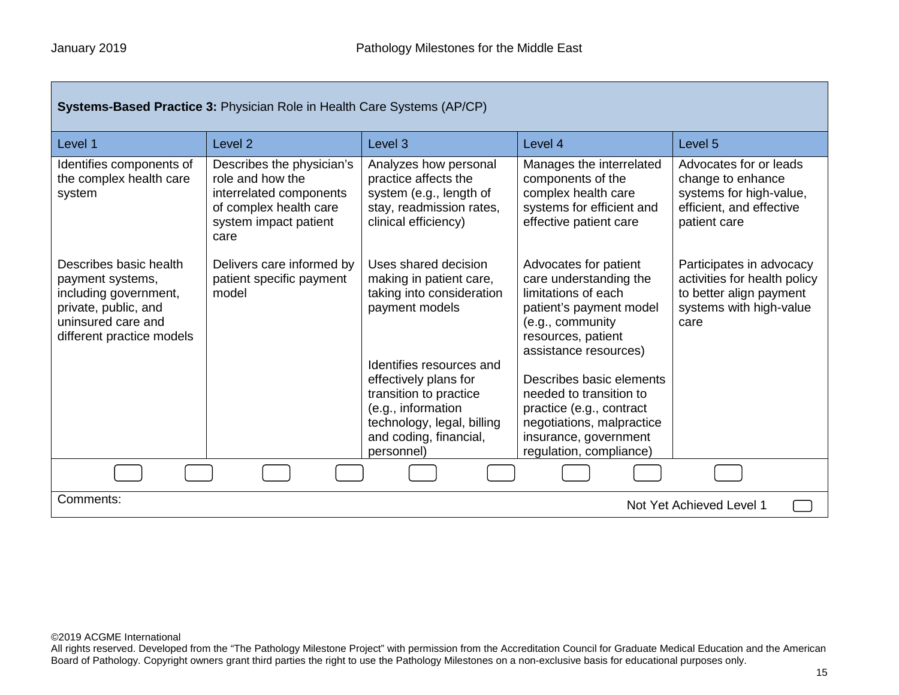| **Systems-Based Practice 3:** Physician Role in Health Care Systems (AP/CP) | | | | |
|---|---|---|---|---|
| Level 1 | Level 2 | Level 3 | Level 4 | Level 5 |
| Identifies components of the complex health care system | Describes the physician's role and how the interrelated components of complex health care system impact patient care | Analyzes how personal practice affects the system (e.g., length of stay, readmission rates, clinical efficiency) | Manages the interrelated components of the complex health care systems for efficient and effective patient care | Advocates for or leads change to enhance systems for high-value, efficient, and effective patient care |
| Describes basic health payment systems, including government, private, public, and uninsured care and different practice models | Delivers care informed by patient specific payment model | Uses shared decision making in patient care, taking into consideration payment models | Advocates for patient care understanding the limitations of each patient's payment model (e.g., community resources, patient assistance resources) | Participates in advocacy activities for health policy to better align payment systems with high-value care |
| | | Identifies resources and effectively plans for transition to practice (e.g., information technology, legal, billing and coding, financial, personnel) | Describes basic elements needed to transition to practice (e.g., contract negotiations, malpractice insurance, government regulation, compliance) | |

Comments:

Not Yet Achieved Level 1

©2019 ACGME International
All rights reserved. Developed from the "The Pathology Milestone Project" with permission from the Accreditation Council for Graduate Medical Education and the American Board of Pathology. Copyright owners grant third parties the right to use the Pathology Milestones on a non-exclusive basis for educational purposes only.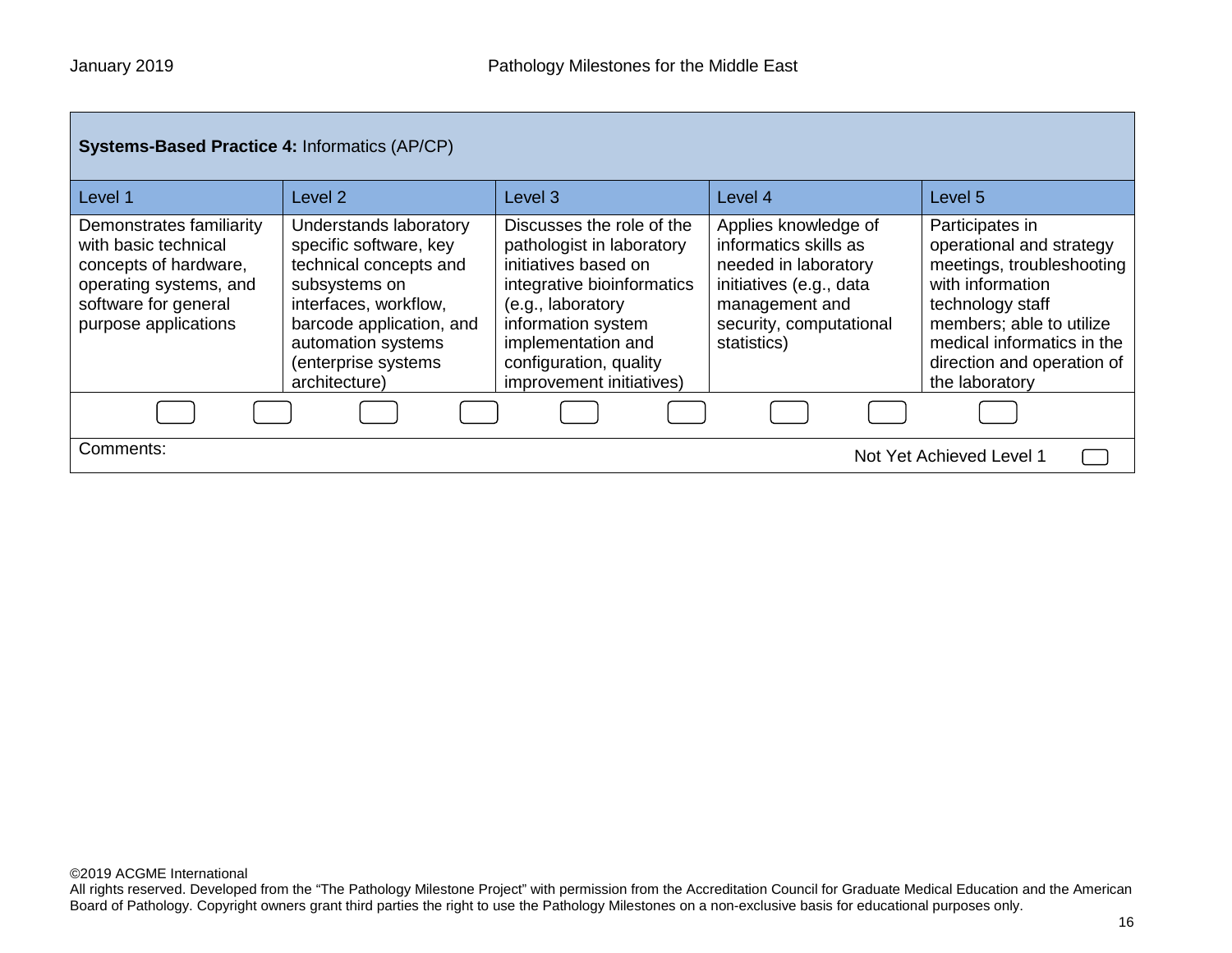| **Systems-Based Practice 4:** Informatics (AP/CP) | | | | |
|---|---|---|---|---|
| Level 1 | Level 2 | Level 3 | Level 4 | Level 5 |
| Demonstrates familiarity with basic technical concepts of hardware, operating systems, and software for general purpose applications | Understands laboratory specific software, key technical concepts and subsystems on interfaces, workflow, barcode application, and automation systems (enterprise systems architecture) | Discusses the role of the pathologist in laboratory initiatives based on integrative bioinformatics (e.g., laboratory information system implementation and configuration, quality improvement initiatives) | Applies knowledge of informatics skills as needed in laboratory initiatives (e.g., data management and security, computational statistics) | Participates in operational and strategy meetings, troubleshooting with information technology staff members; able to utilize medical informatics in the direction and operation of the laboratory |

Comments:

Not Yet Achieved Level 1

©2019 ACGME International
All rights reserved. Developed from the “The Pathology Milestone Project” with permission from the Accreditation Council for Graduate Medical Education and the American Board of Pathology. Copyright owners grant third parties the right to use the Pathology Milestones on a non-exclusive basis for educational purposes only.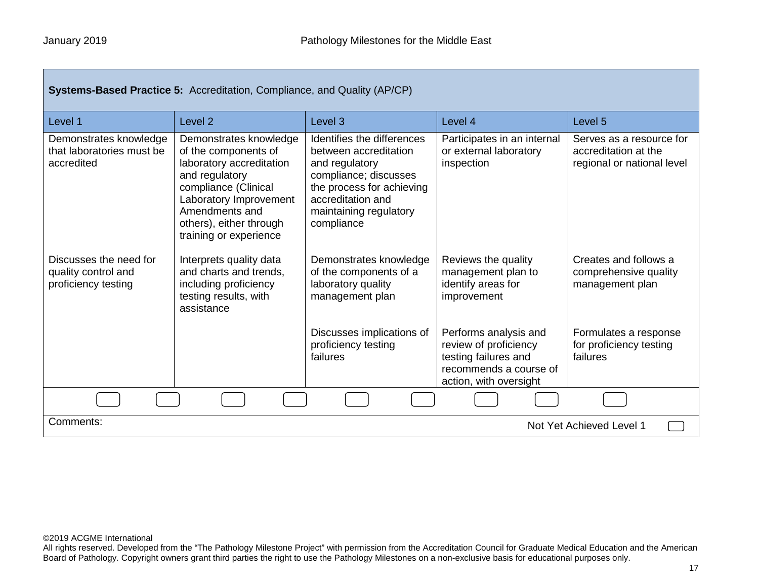| **Systems-Based Practice 5:** Accreditation, Compliance, and Quality (AP/CP) | | | | |
|---|---|---|---|---|
| Level 1 | Level 2 | Level 3 | Level 4 | Level 5 |
| Demonstrates knowledge that laboratories must be accredited | Demonstrates knowledge of the components of laboratory accreditation and regulatory compliance (Clinical Laboratory Improvement Amendments and others), either through training or experience | Identifies the differences between accreditation and regulatory compliance; discusses the process for achieving accreditation and maintaining regulatory compliance | Participates in an internal or external laboratory inspection | Serves as a resource for accreditation at the regional or national level |
| Discusses the need for quality control and proficiency testing | Interprets quality data and charts and trends, including proficiency testing results, with assistance | Demonstrates knowledge of the components of a laboratory quality management plan | Reviews the quality management plan to identify areas for improvement | Creates and follows a comprehensive quality management plan |
| | | Discusses implications of proficiency testing failures | Performs analysis and review of proficiency testing failures and recommends a course of action, with oversight | Formulates a response for proficiency testing failures |

Comments:

Not Yet Achieved Level 1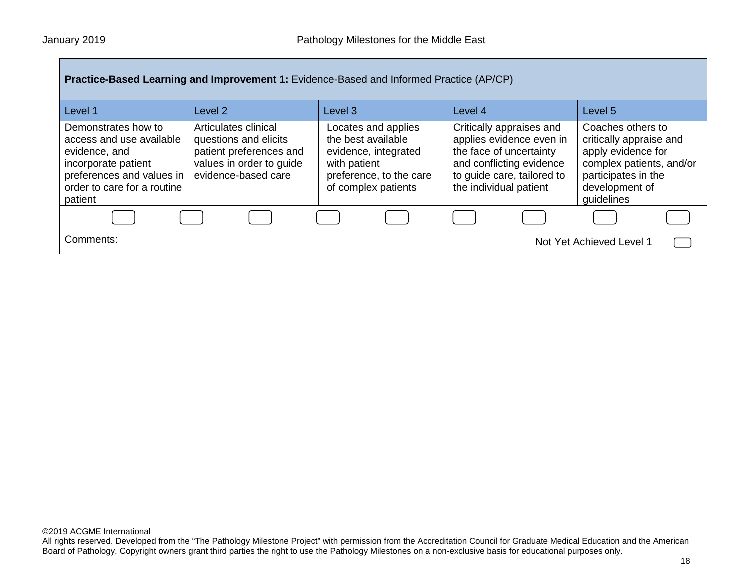| **Practice-Based Learning and Improvement 1:** Evidence-Based and Informed Practice (AP/CP) | | | | |
|---|---|---|---|---|
| Level 1 | Level 2 | Level 3 | Level 4 | Level 5 |
| Demonstrates how to access and use available evidence, and incorporate patient preferences and values in order to care for a routine patient | Articulates clinical questions and elicits patient preferences and values in order to guide evidence-based care | Locates and applies the best available evidence, integrated with patient preference, to the care of complex patients | Critically appraises and applies evidence even in the face of uncertainty and conflicting evidence to guide care, tailored to the individual patient | Coaches others to critically appraise and apply evidence for complex patients, and/or participates in the development of guidelines |

Comments:

Not Yet Achieved Level 1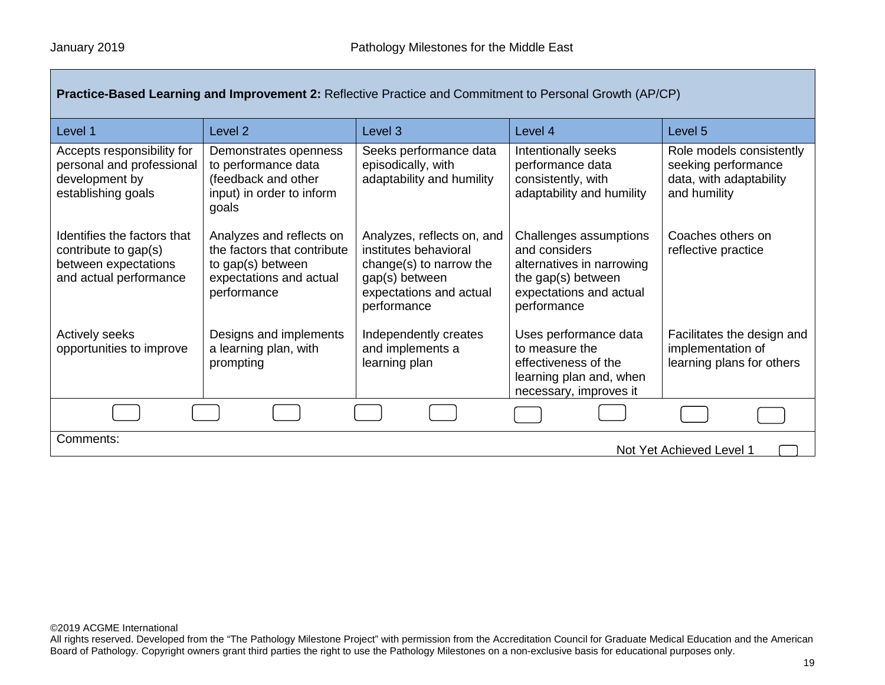**Practice-Based Learning and Improvement 2:** Reflective Practice and Commitment to Personal Growth (AP/CP)

| Level 1 | Level 2 | Level 3 | Level 4 | Level 5 |
|---|---|---|---|---|
| Accepts responsibility for personal and professional development by establishing goals | Demonstrates openness to performance data (feedback and other input) in order to inform goals | Seeks performance data episodically, with adaptability and humility | Intentionally seeks performance data consistently, with adaptability and humility | Role models consistently seeking performance data, with adaptability and humility |
| Identifies the factors that contribute to gap(s) between expectations and actual performance | Analyzes and reflects on the factors that contribute to gap(s) between expectations and actual performance | Analyzes, reflects on, and institutes behavioral change(s) to narrow the gap(s) between expectations and actual performance | Challenges assumptions and considers alternatives in narrowing the gap(s) between expectations and actual performance | Coaches others on reflective practice |
| Actively seeks opportunities to improve | Designs and implements a learning plan, with prompting | Independently creates and implements a learning plan | Uses performance data to measure the effectiveness of the learning plan and, when necessary, improves it | Facilitates the design and implementation of learning plans for others |

Comments:

Not Yet Achieved Level 1

©2019 ACGME International
All rights reserved. Developed from the "The Pathology Milestone Project" with permission from the Accreditation Council for Graduate Medical Education and the American Board of Pathology. Copyright owners grant third parties the right to use the Pathology Milestones on a non-exclusive basis for educational purposes only.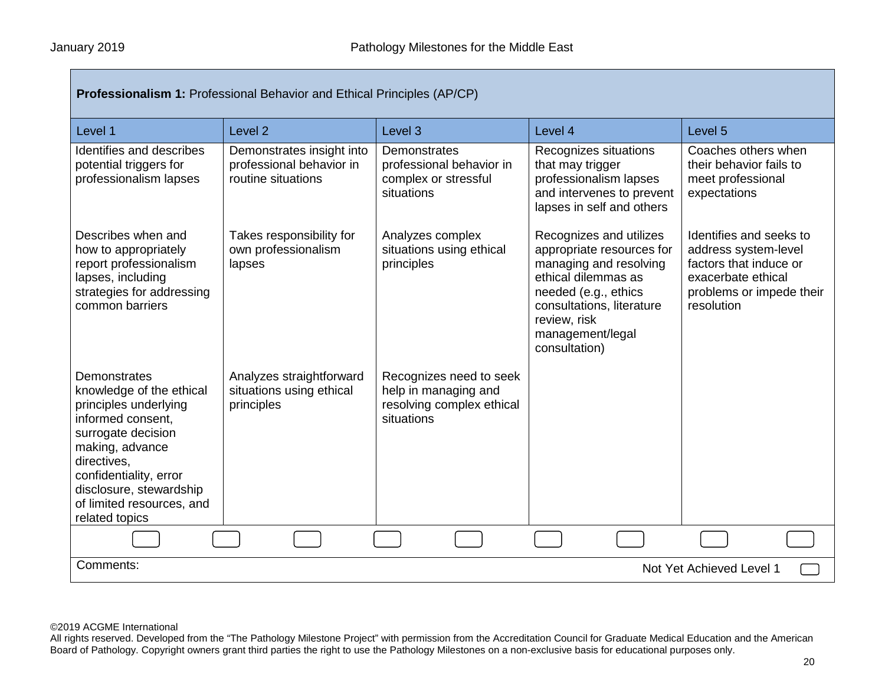| **Professionalism 1:** Professional Behavior and Ethical Principles (AP/CP) | | | | |
|---|---|---|---|---|
| Level 1 | Level 2 | Level 3 | Level 4 | Level 5 |
| Identifies and describes potential triggers for professionalism lapses | Demonstrates insight into professional behavior in routine situations | Demonstrates professional behavior in complex or stressful situations | Recognizes situations that may trigger professionalism lapses and intervenes to prevent lapses in self and others | Coaches others when their behavior fails to meet professional expectations |
| Describes when and how to appropriately report professionalism lapses, including strategies for addressing common barriers | Takes responsibility for own professionalism lapses | Analyzes complex situations using ethical principles | Recognizes and utilizes appropriate resources for managing and resolving ethical dilemmas as needed (e.g., ethics consultations, literature review, risk management/legal consultation) | Identifies and seeks to address system-level factors that induce or exacerbate ethical problems or impede their resolution |
| Demonstrates knowledge of the ethical principles underlying informed consent, surrogate decision making, advance directives, confidentiality, error disclosure, stewardship of limited resources, and related topics | Analyzes straightforward situations using ethical principles | Recognizes need to seek help in managing and resolving complex ethical situations | | |

Comments:

Not Yet Achieved Level 1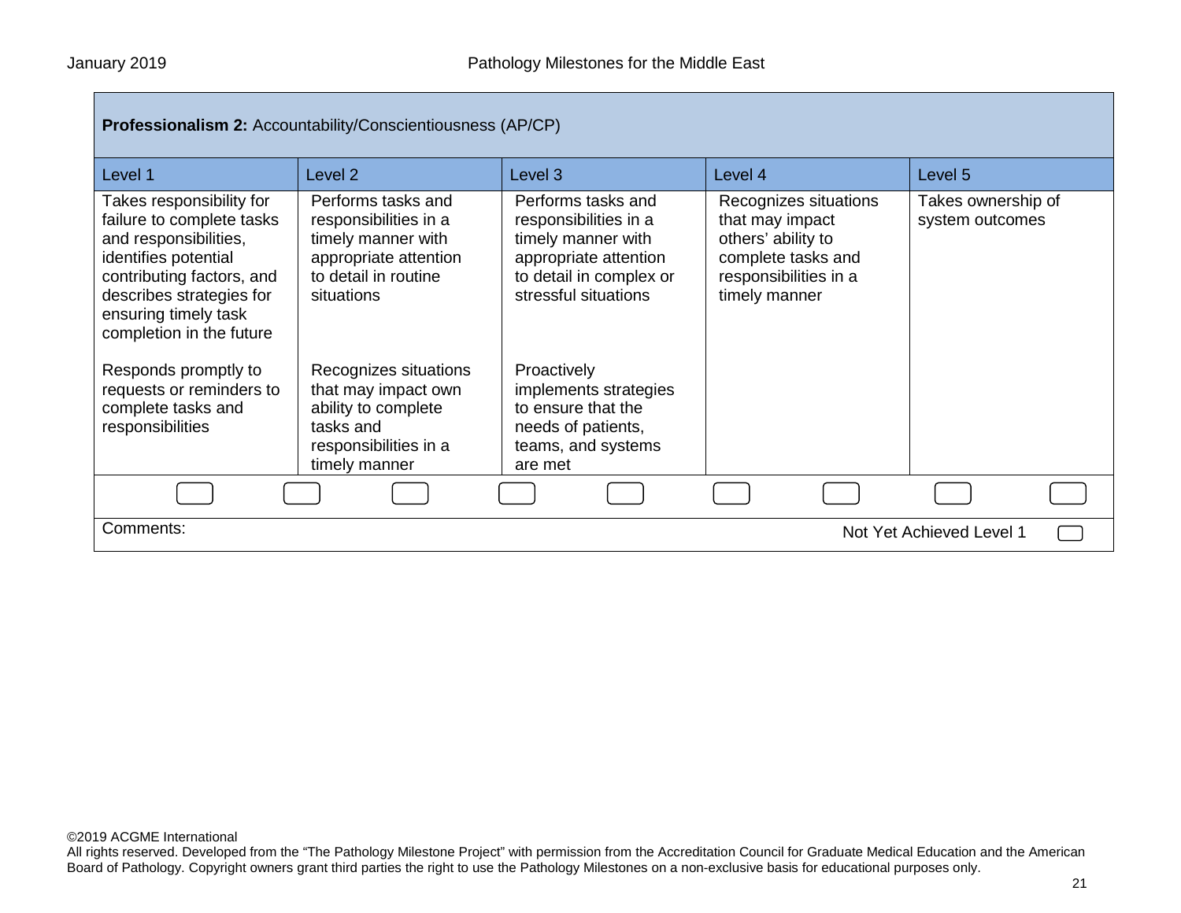**Professionalism 2:** Accountability/Conscientiousness (AP/CP)

| Level 1 | Level 2 | Level 3 | Level 4 | Level 5 |
|---|---|---|---|---|
| Takes responsibility for failure to complete tasks and responsibilities, identifies potential contributing factors, and describes strategies for ensuring timely task completion in the future | Performs tasks and responsibilities in a timely manner with appropriate attention to detail in routine situations | Performs tasks and responsibilities in a timely manner with appropriate attention to detail in complex or stressful situations | Recognizes situations that may impact others' ability to complete tasks and responsibilities in a timely manner | Takes ownership of system outcomes |
| Responds promptly to requests or reminders to complete tasks and responsibilities | Recognizes situations that may impact own ability to complete tasks and responsibilities in a timely manner | Proactively implements strategies to ensure that the needs of patients, teams, and systems are met | | |

Comments:

Not Yet Achieved Level 1

©2019 ACGME International
All rights reserved. Developed from the "The Pathology Milestone Project" with permission from the Accreditation Council for Graduate Medical Education and the American Board of Pathology. Copyright owners grant third parties the right to use the Pathology Milestones on a non-exclusive basis for educational purposes only.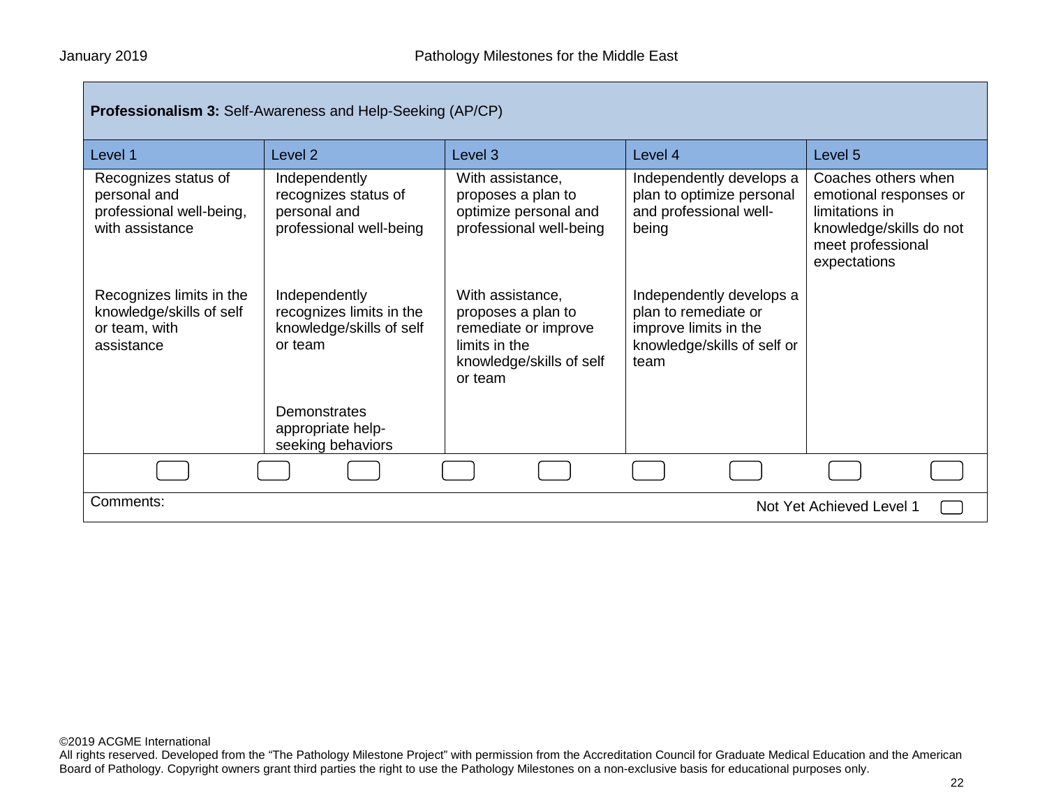**Professionalism 3:** Self-Awareness and Help-Seeking (AP/CP)

| Level 1 | Level 2 | Level 3 | Level 4 | Level 5 |
|---|---|---|---|---|
| Recognizes status of personal and professional well-being, with assistance | Independently recognizes status of personal and professional well-being | With assistance, proposes a plan to optimize personal and professional well-being | Independently develops a plan to optimize personal and professional well-being | Coaches others when emotional responses or limitations in knowledge/skills do not meet professional expectations |
| Recognizes limits in the knowledge/skills of self or team, with assistance | Independently recognizes limits in the knowledge/skills of self or team | With assistance, proposes a plan to remediate or improve limits in the knowledge/skills of self or team | Independently develops a plan to remediate or improve limits in the knowledge/skills of self or team | |
| | Demonstrates appropriate help-seeking behaviors | | | |

Comments:

Not Yet Achieved Level 1

©2019 ACGME International
All rights reserved. Developed from the “The Pathology Milestone Project” with permission from the Accreditation Council for Graduate Medical Education and the American Board of Pathology. Copyright owners grant third parties the right to use the Pathology Milestones on a non-exclusive basis for educational purposes only.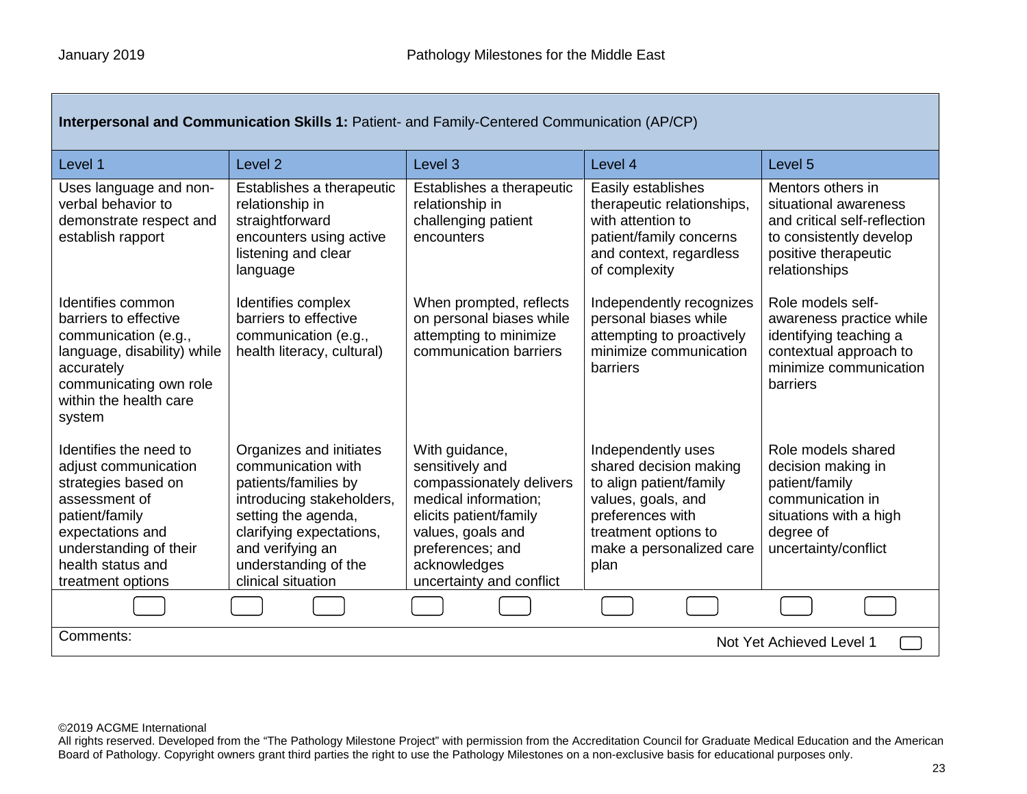| **Interpersonal and Communication Skills 1:** Patient- and Family-Centered Communication (AP/CP) | | | | |
|---|---|---|---|---|
| Level 1 | Level 2 | Level 3 | Level 4 | Level 5 |
| Uses language and non-verbal behavior to demonstrate respect and establish rapport | Establishes a therapeutic relationship in straightforward encounters using active listening and clear language | Establishes a therapeutic relationship in challenging patient encounters | Easily establishes therapeutic relationships, with attention to patient/family concerns and context, regardless of complexity | Mentors others in situational awareness and critical self-reflection to consistently develop positive therapeutic relationships |
| Identifies common barriers to effective communication (e.g., language, disability) while accurately communicating own role within the health care system | Identifies complex barriers to effective communication (e.g., health literacy, cultural) | When prompted, reflects on personal biases while attempting to minimize communication barriers | Independently recognizes personal biases while attempting to proactively minimize communication barriers | Role models self-awareness practice while identifying teaching a contextual approach to minimize communication barriers |
| Identifies the need to adjust communication strategies based on assessment of patient/family expectations and understanding of their health status and treatment options | Organizes and initiates communication with patients/families by introducing stakeholders, setting the agenda, clarifying expectations, and verifying an understanding of the clinical situation | With guidance, sensitively and compassionately delivers medical information; elicits patient/family values, goals and preferences; and acknowledges uncertainty and conflict | Independently uses shared decision making to align patient/family values, goals, and preferences with treatment options to make a personalized care plan | Role models shared decision making in patient/family communication in situations with a high degree of uncertainty/conflict |

Comments:

Not Yet Achieved Level 1

©2019 ACGME International
All rights reserved. Developed from the "The Pathology Milestone Project" with permission from the Accreditation Council for Graduate Medical Education and the American Board of Pathology. Copyright owners grant third parties the right to use the Pathology Milestones on a non-exclusive basis for educational purposes only.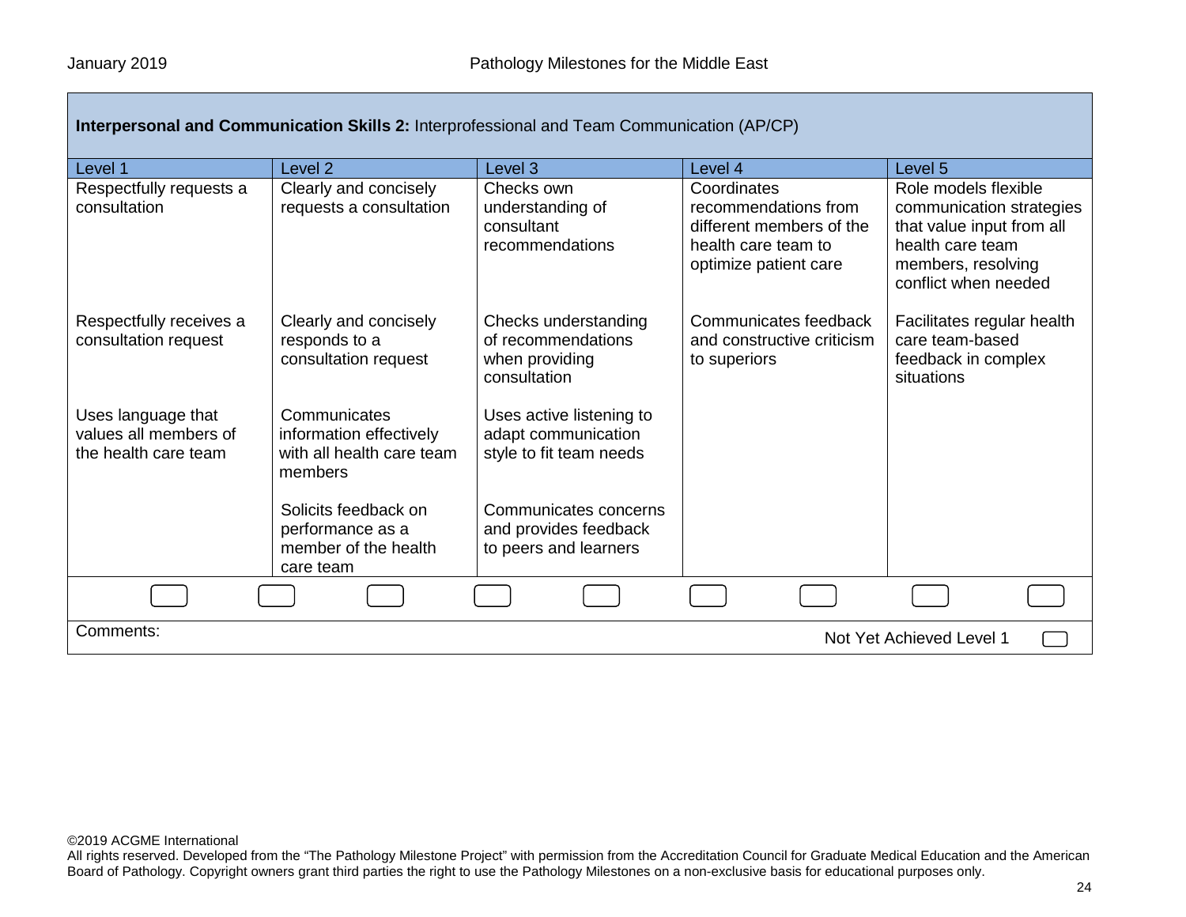| **Interpersonal and Communication Skills 2:** Interprofessional and Team Communication (AP/CP) | | | | |
|---|---|---|---|---|
| Level 1 | Level 2 | Level 3 | Level 4 | Level 5 |
| Respectfully requests a consultation | Clearly and concisely requests a consultation | Checks own understanding of consultant recommendations | Coordinates recommendations from different members of the health care team to optimize patient care | Role models flexible communication strategies that value input from all health care team members, resolving conflict when needed |
| Respectfully receives a consultation request | Clearly and concisely responds to a consultation request | Checks understanding of recommendations when providing consultation | Communicates feedback and constructive criticism to superiors | Facilitates regular health care team-based feedback in complex situations |
| Uses language that values all members of the health care team | Communicates information effectively with all health care team members | Uses active listening to adapt communication style to fit team needs | | |
| | Solicits feedback on performance as a member of the health care team | Communicates concerns and provides feedback to peers and learners | | |

Comments:

Not Yet Achieved Level 1

©2019 ACGME International
All rights reserved. Developed from the "The Pathology Milestone Project" with permission from the Accreditation Council for Graduate Medical Education and the American Board of Pathology. Copyright owners grant third parties the right to use the Pathology Milestones on a non-exclusive basis for educational purposes only.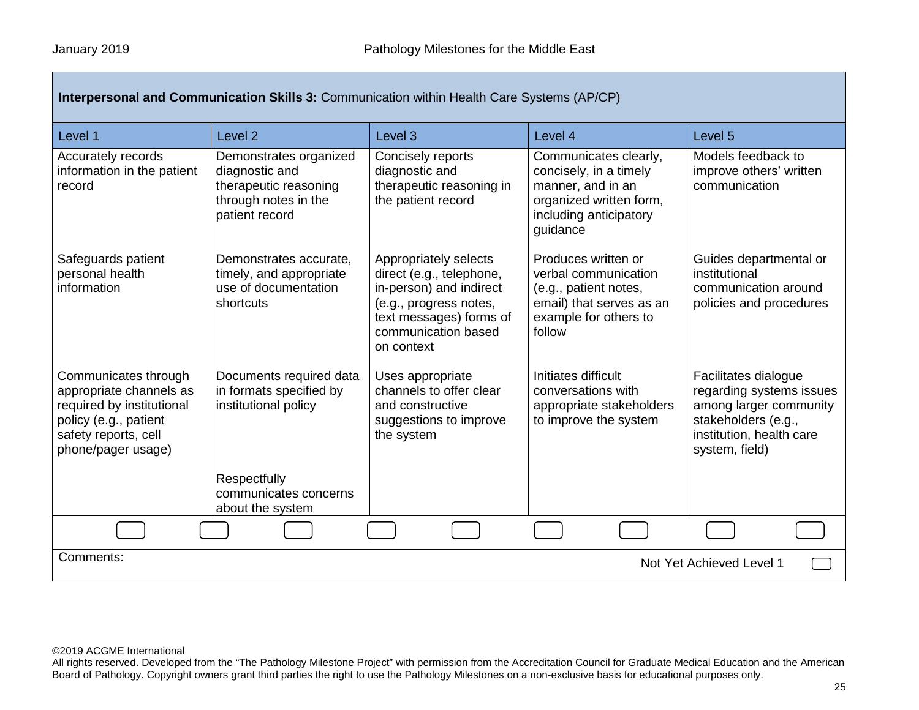**Interpersonal and Communication Skills 3:** Communication within Health Care Systems (AP/CP)

| Level 1 | Level 2 | Level 3 | Level 4 | Level 5 |
|---|---|---|---|---|
| Accurately records information in the patient record | Demonstrates organized diagnostic and therapeutic reasoning through notes in the patient record | Concisely reports diagnostic and therapeutic reasoning in the patient record | Communicates clearly, concisely, in a timely manner, and in an organized written form, including anticipatory guidance | Models feedback to improve others' written communication |
| Safeguards patient personal health information | Demonstrates accurate, timely, and appropriate use of documentation shortcuts | Appropriately selects direct (e.g., telephone, in-person) and indirect (e.g., progress notes, text messages) forms of communication based on context | Produces written or verbal communication (e.g., patient notes, email) that serves as an example for others to follow | Guides departmental or institutional communication around policies and procedures |
| Communicates through appropriate channels as required by institutional policy (e.g., patient safety reports, cell phone/pager usage) | Documents required data in formats specified by institutional policy | Uses appropriate channels to offer clear and constructive suggestions to improve the system | Initiates difficult conversations with appropriate stakeholders to improve the system | Facilitates dialogue regarding systems issues among larger community stakeholders (e.g., institution, health care system, field) |
| | Respectfully communicates concerns about the system | | | |

Comments:

Not Yet Achieved Level 1

©2019 ACGME International
All rights reserved. Developed from the "The Pathology Milestone Project" with permission from the Accreditation Council for Graduate Medical Education and the American Board of Pathology. Copyright owners grant third parties the right to use the Pathology Milestones on a non-exclusive basis for educational purposes only.